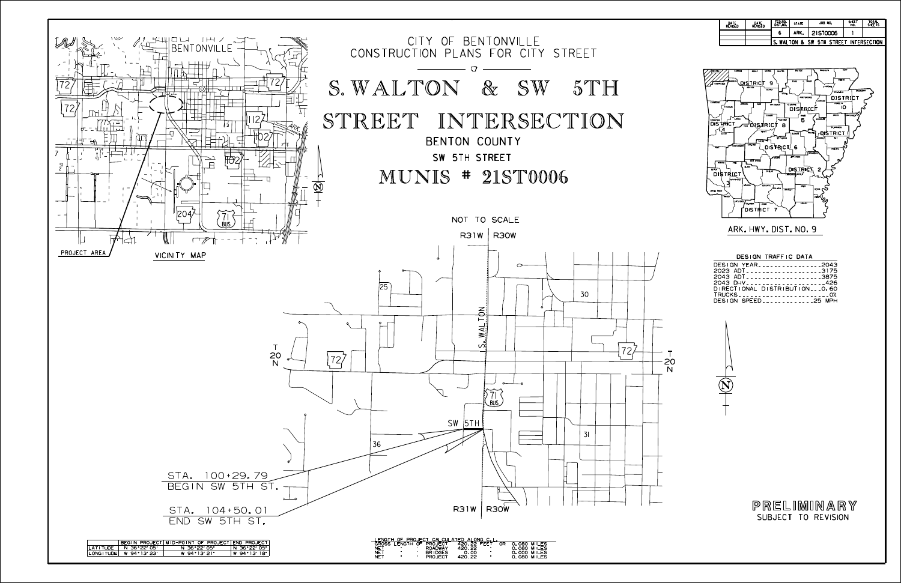| DATE REVISED | DATE REVISED | FED.RD. DIST.NO. | STATE | JOB NO. | SHEET NO. | TOTAL SHEETS |
|---|---|---|---|---|---|---|
| | | 6 | ARK. | 21ST0006 | 1 | |
| | | S. WALTON & SW 5TH STREET INTERSECTION | | | | |

# CITY OF BENTONVILLE
## CONSTRUCTION PLANS FOR CITY STREET

# S. WALTON & SW 5TH STREET INTERSECTION

BENTON COUNTY

SW 5TH STREET

## MUNIS # 21ST0006

VICINITY MAP

PROJECT AREA

NOT TO SCALE

STA. 100+29.79
BEGIN SW 5TH ST.

STA. 104+50.01
END SW 5TH ST.

ARK. HWY. DIST. NO. 9

**DESIGN TRAFFIC DATA**

- DESIGN YEAR....................2043
- 2023 ADT.......................3175
- 2043 ADT.......................3875
- 2043 DHV........................426
- DIRECTIONAL DISTRIBUTION....0.60
- TRUCKS............................0%
- DESIGN SPEED..............25 MPH

**PRELIMINARY**
SUBJECT TO REVISION

| | BEGIN PROJECT | MID-POINT OF PROJECT | END PROJECT |
|---|---|---|---|
| LATITUDE | N 36°22'05" | N 36°22'05" | N 36°22'05" |
| LONGITUDE | W 94°13'23" | W 94°13'21" | W 94°13'18" |

LENGTH OF PROJECT CALCULATED ALONG C.L.

| | | | | |
|---|---|---|---|---|
| GROSS LENGTH OF PROJECT | 420.22 FEET | OR | 0.080 MILES |
| NET " " ROADWAY | 420.22 | " | 0.080 MILES |
| NET " " BRIDGES | 0.00 | " | 0.000 MILES |
| NET " " PROJECT | 420.22 | " | 0.080 MILES |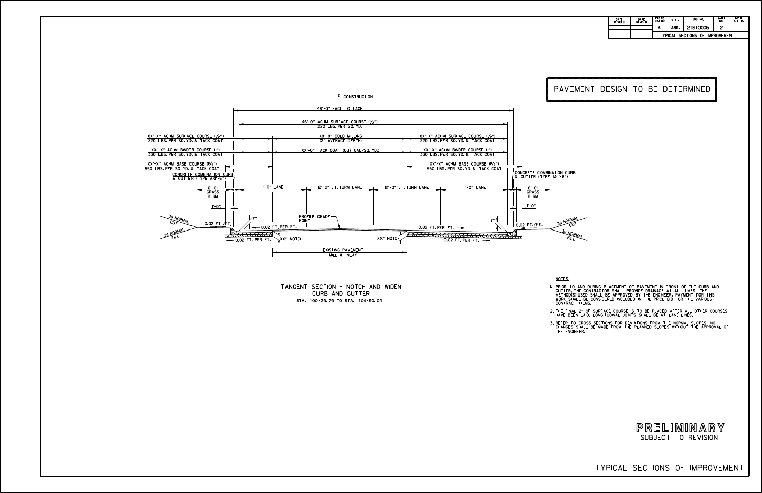| DATE REVISED | DATE REVISED | FED.RD. DIST.NO. | STATE | JOB NO. | SHEET NO. | TOTAL SHEETS |
|---|---|---|---|---|---|---|
| | | 6 | ARK. | 21ST0006 | 2 | |
| | | TYPICAL SECTIONS OF IMPROVEMENT | | | | |

**PAVEMENT DESIGN TO BE DETERMINED**

℄ CONSTRUCTION

48'-0" FACE TO FACE

46'-0" ACHM SURFACE COURSE (1/2")
220 LBS. PER SQ. YD.

XX'-X" ACHM SURFACE COURSE (1/2")
220 LBS. PER SQ. YD. & TACK COAT

XX'-X" ACHM BINDER COURSE (1")
330 LBS. PER SQ. YD. & TACK COAT

XX'-X" ACHM BASE COURSE (1 1/2")
550 LBS. PER SQ. YD. & TACK COAT

CONCRETE COMBINATION CURB & GUTTER (TYPE AX1'-6")

XX'-X" COLD MILLING
(2" AVERAGE DEPTH)

XX'-0" TACK COAT (0.17 GAL/SQ. YD.)

6'-0" GRASS BERM

1'-0"

11'-0" LANE | 12'-0" LT. TURN LANE | 12'-0" LT. TURN LANE | 11'-0" LANE

3:1 NORMAL CUT
3:1 NORMAL FILL

0.02 FT./FT.

7"

0.02 FT. PER FT.

PROFILE GRADE POINT

XX" NOTCH

EXISTING PAVEMENT
MILL & INLAY

TANGENT SECTION - NOTCH AND WIDEN
CURB AND GUTTER
STA. 100+29.79 TO STA. 104+50.01

NOTES:

1. PRIOR TO AND DURING PLACEMENT OF PAVEMENT IN FRONT OF THE CURB AND GUTTER, THE CONTRACTOR SHALL PROVIDE DRAINAGE AT ALL TIMES. THE METHOD(S) USED SHALL BE APPROVED BY THE ENGINEER. PAYMENT FOR THIS WORK SHALL BE CONSIDERED INCLUDED IN THE PRICE BID FOR THE VARIOUS CONTRACT ITEMS.
2. THE FINAL 2" OF SURFACE COURSE IS TO BE PLACED AFTER ALL OTHER COURSES HAVE BEEN LAID. LONGITUDINAL JOINTS SHALL BE AT LANE LINES.
3. REFER TO CROSS SECTIONS FOR DEVIATIONS FROM THE NORMAL SLOPES. NO CHANGES SHALL BE MADE FROM THE PLANNED SLOPES WITHOUT THE APPROVAL OF THE ENGINEER.

**PRELIMINARY**
SUBJECT TO REVISION

TYPICAL SECTIONS OF IMPROVEMENT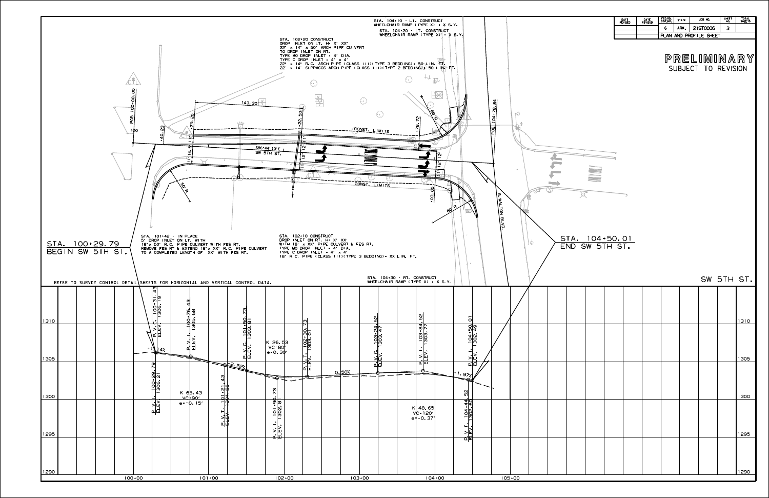| DATE REVISED | DATE REVISED | FED.RD. DIST.NO. | STATE | JOB NO. | SHEET NO. | TOTAL SHEETS |
|---|---|---|---|---|---|---|
| | | 6 | ARK. | 21ST0006 | 3 | |

PLAN AND PROFILE SHEET

# PRELIMINARY
SUBJECT TO REVISION

STA. 104+10 - LT. CONSTRUCT WHEELCHAIR RAMP (TYPE X) = X S.Y.

STA. 104+20 - LT. CONSTRUCT WHEELCHAIR RAMP (TYPE X) = X S.Y.

STA. 102+20 CONSTRUCT DROP INLET ON LT. H= X' XX" 22" x 14" x 50' ARCH PIPE CULVERT TO DROP INLET ON RT. TYPE MO DROP INLET = 4' DIA. TYPE C DROP INLET = 4' x 4' 22" x 14" R.C. ARCH PIPE (CLASS III)(TYPE 3 BEDDING): 50 LIN. FT. 22" x 14" SLPPMCCS ARCH PIPE (CLASS III)(TYPE 2 BEDDING): 50 LIN. FT.

POB 100+00.00

POE 104+78.84

143.30'

S86°44'10"E
SW 5TH ST.

CONST. LIMITS

S. WALTON BLVD.

STA. 100+29.79
BEGIN SW 5TH ST.

STA. 101+42 - IN PLACE 5' DROP INLET ON LT. WITH 18" x 50' R.C. PIPE CULVERT WITH FES RT. REMOVE FES RT & EXTEND 18" x XX' R.C. PIPE CULVERT TO A COMPLETED LENGTH OF XX' WITH FES RT.

STA. 102+10 CONSTRUCT DROP INLET ON RT. H= X' XX" WITH 18" x XX' PIPE CULVERT & FES RT. TYPE MO DROP INLET = 4' DIA. TYPE C DROP INLET = 4' x 4' 18" R.C. PIPE (CLASS III)(TYPE 3 BEDDING)= XX LIN. FT.

STA. 104+50.01
END SW 5TH ST.

STA. 104+30 - RT. CONSTRUCT WHEELCHAIR RAMP (TYPE X) = X S.Y.

REFER TO SURVEY CONTROL DETAIL SHEETS FOR HORIZONTAL AND VERTICAL CONTROL DATA.

SW 5TH ST.

P.V.C. 100+31.43 ELEV. 1306.19
P.V.I. 100+29.79 ELEV. 1306.21
P.V.I. 100+76.43 ELEV. 1305.68
K 65.43 VC=90' e=-0.15'
P.V.T. 101+21.43 ELEV. 1304.55
P.V.C. 101+50.73 ELEV. 1303.81
K 26.53 VC=80' e=0.30'
P.V.I. 101+90.73 ELEV. 1302.81
P.V.T. 102+30.73 ELEV. 1303.01
0.50%
P.V.C. 103+24.52 ELEV. 1303.47
P.V.I. 103+84.52 ELEV. 1303.77
K 48.65 VC=120' e=-0.37'
P.V.I. 104+50.01 ELEV. 1302.49
P.V.T. 104+44.52 ELEV. 1302.60
-1.97%

1310 1305 1300 1295 1290

100+00 101+00 102+00 103+00 104+00 105+00